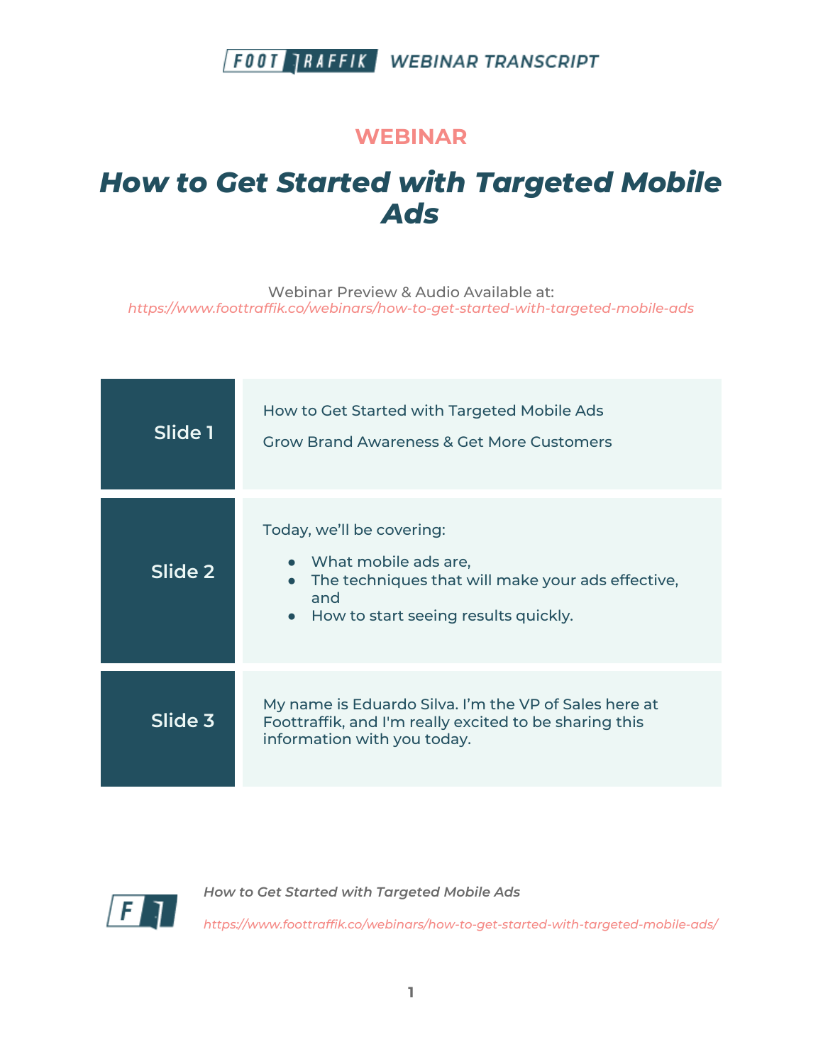WEBINAR

# *How to Get Started with Targeted Mobile Ads*

Webinar Preview & Audio Available at:
*https://www.foottraffik.co/webinars/how-to-get-started-with-targeted-mobile-ads*

| Slide | Content |
|---|---|
| Slide 1 | How to Get Started with Targeted Mobile Ads<br><br>Grow Brand Awareness & Get More Customers |
| Slide 2 | Today, we'll be covering:<br>● What mobile ads are,<br>● The techniques that will make your ads effective, and<br>● How to start seeing results quickly. |
| Slide 3 | My name is Eduardo Silva. I'm the VP of Sales here at Foottraffik, and I'm really excited to be sharing this information with you today. |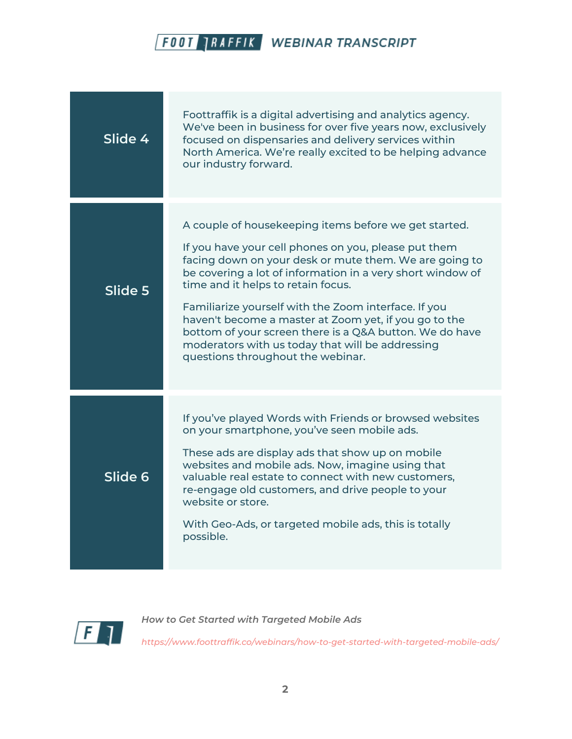| | |
|---|---|
| **Slide 4** | Foottraffik is a digital advertising and analytics agency. We've been in business for over five years now, exclusively focused on dispensaries and delivery services within North America. We're really excited to be helping advance our industry forward. |
| **Slide 5** | A couple of housekeeping items before we get started.<br><br>If you have your cell phones on you, please put them facing down on your desk or mute them. We are going to be covering a lot of information in a very short window of time and it helps to retain focus.<br><br>Familiarize yourself with the Zoom interface. If you haven't become a master at Zoom yet, if you go to the bottom of your screen there is a Q&A button. We do have moderators with us today that will be addressing questions throughout the webinar. |
| **Slide 6** | If you've played Words with Friends or browsed websites on your smartphone, you've seen mobile ads.<br><br>These ads are display ads that show up on mobile websites and mobile ads. Now, imagine using that valuable real estate to connect with new customers, re-engage old customers, and drive people to your website or store.<br><br>With Geo-Ads, or targeted mobile ads, this is totally possible. |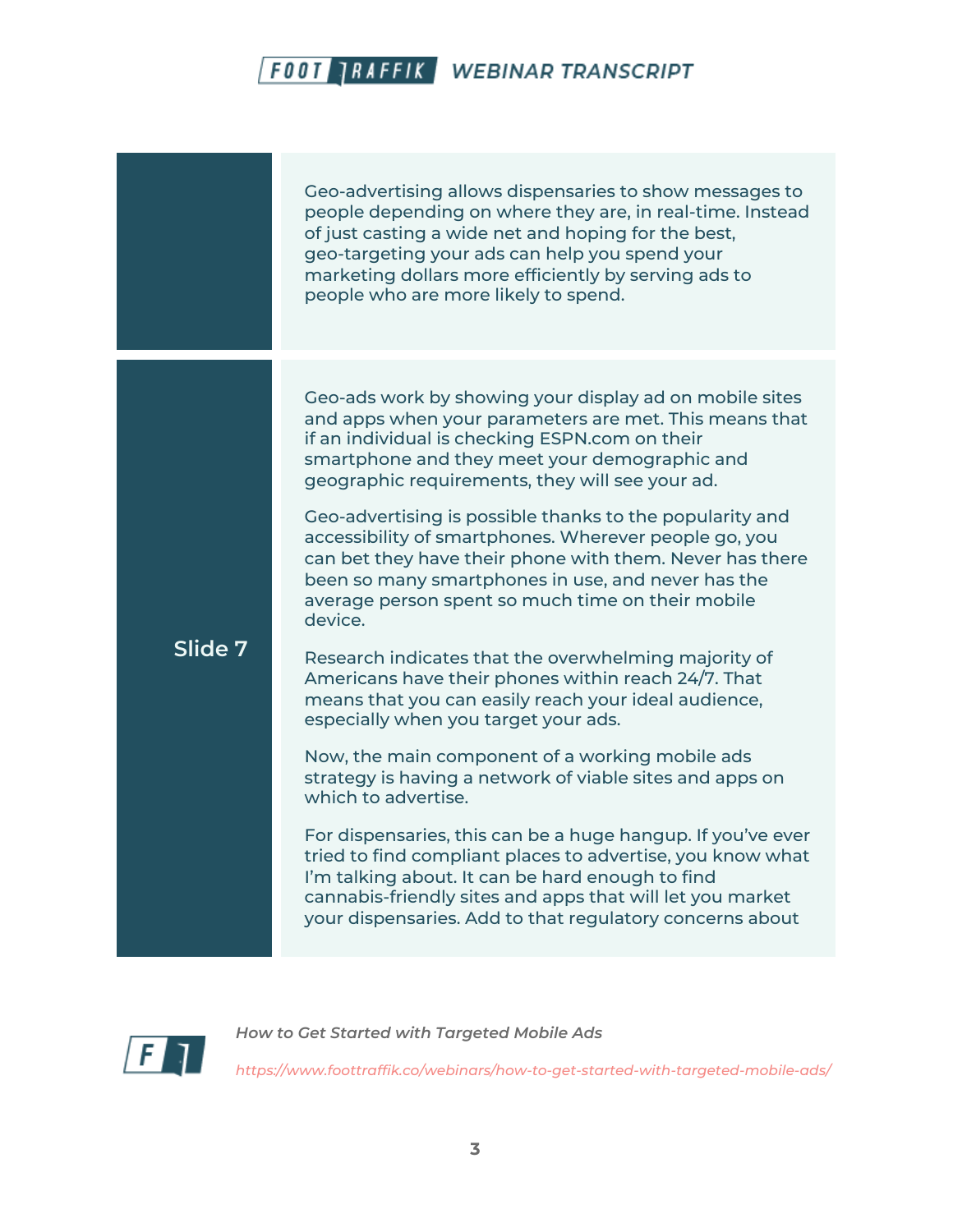Geo-advertising allows dispensaries to show messages to people depending on where they are, in real-time. Instead of just casting a wide net and hoping for the best, geo-targeting your ads can help you spend your marketing dollars more efficiently by serving ads to people who are more likely to spend.

**Slide 7**

Geo-ads work by showing your display ad on mobile sites and apps when your parameters are met. This means that if an individual is checking ESPN.com on their smartphone and they meet your demographic and geographic requirements, they will see your ad.

Geo-advertising is possible thanks to the popularity and accessibility of smartphones. Wherever people go, you can bet they have their phone with them. Never has there been so many smartphones in use, and never has the average person spent so much time on their mobile device.

Research indicates that the overwhelming majority of Americans have their phones within reach 24/7. That means that you can easily reach your ideal audience, especially when you target your ads.

Now, the main component of a working mobile ads strategy is having a network of viable sites and apps on which to advertise.

For dispensaries, this can be a huge hangup. If you've ever tried to find compliant places to advertise, you know what I'm talking about. It can be hard enough to find cannabis-friendly sites and apps that will let you market your dispensaries. Add to that regulatory concerns about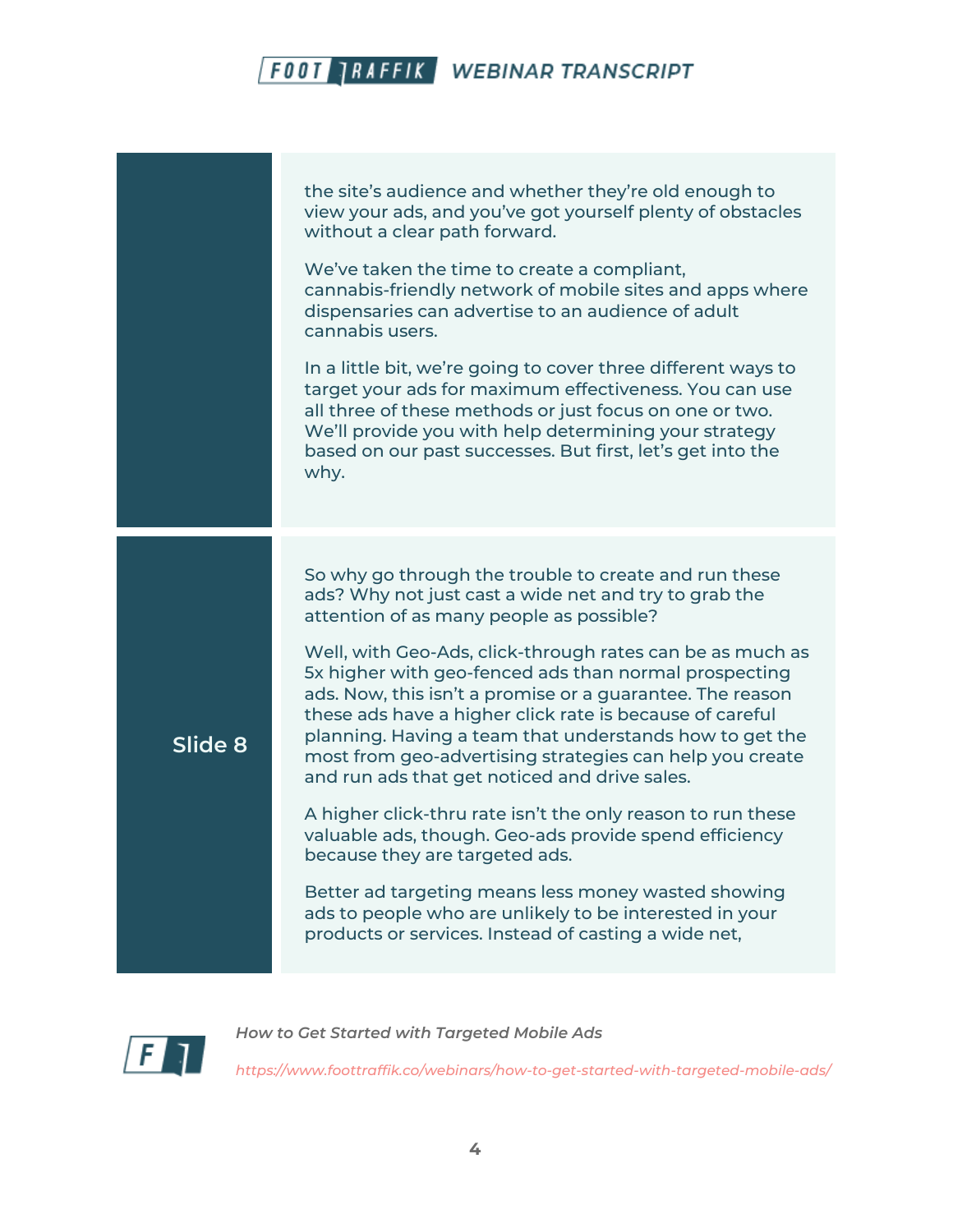the site's audience and whether they're old enough to view your ads, and you've got yourself plenty of obstacles without a clear path forward.

We've taken the time to create a compliant, cannabis-friendly network of mobile sites and apps where dispensaries can advertise to an audience of adult cannabis users.

In a little bit, we're going to cover three different ways to target your ads for maximum effectiveness. You can use all three of these methods or just focus on one or two. We'll provide you with help determining your strategy based on our past successes. But first, let's get into the why.

**Slide 8**

So why go through the trouble to create and run these ads? Why not just cast a wide net and try to grab the attention of as many people as possible?

Well, with Geo-Ads, click-through rates can be as much as 5x higher with geo-fenced ads than normal prospecting ads. Now, this isn't a promise or a guarantee. The reason these ads have a higher click rate is because of careful planning. Having a team that understands how to get the most from geo-advertising strategies can help you create and run ads that get noticed and drive sales.

A higher click-thru rate isn't the only reason to run these valuable ads, though. Geo-ads provide spend efficiency because they are targeted ads.

Better ad targeting means less money wasted showing ads to people who are unlikely to be interested in your products or services. Instead of casting a wide net,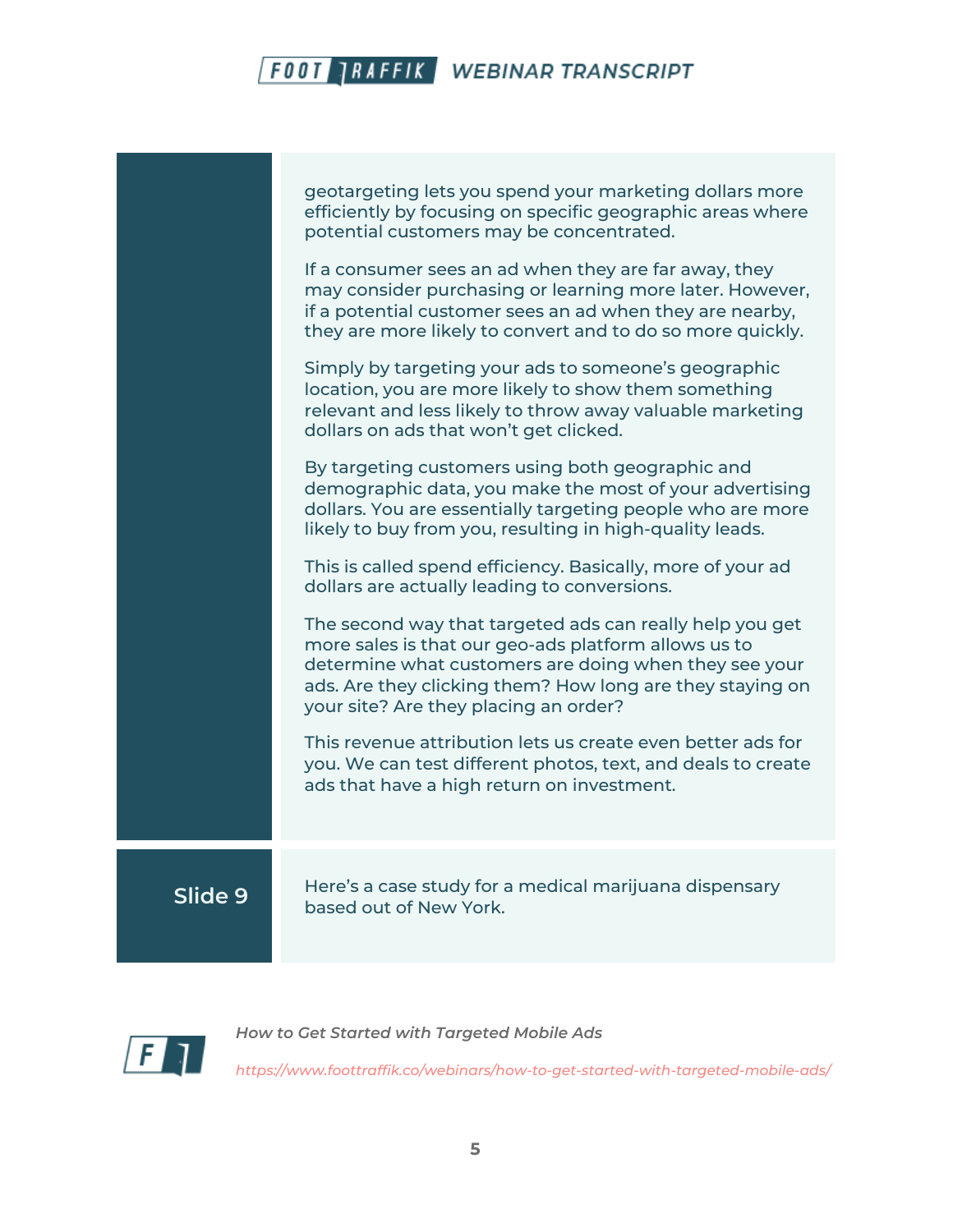geotargeting lets you spend your marketing dollars more efficiently by focusing on specific geographic areas where potential customers may be concentrated.

If a consumer sees an ad when they are far away, they may consider purchasing or learning more later. However, if a potential customer sees an ad when they are nearby, they are more likely to convert and to do so more quickly.

Simply by targeting your ads to someone's geographic location, you are more likely to show them something relevant and less likely to throw away valuable marketing dollars on ads that won't get clicked.

By targeting customers using both geographic and demographic data, you make the most of your advertising dollars. You are essentially targeting people who are more likely to buy from you, resulting in high-quality leads.

This is called spend efficiency. Basically, more of your ad dollars are actually leading to conversions.

The second way that targeted ads can really help you get more sales is that our geo-ads platform allows us to determine what customers are doing when they see your ads. Are they clicking them? How long are they staying on your site? Are they placing an order?

This revenue attribution lets us create even better ads for you. We can test different photos, text, and deals to create ads that have a high return on investment.

## Slide 9

Here's a case study for a medical marijuana dispensary based out of New York.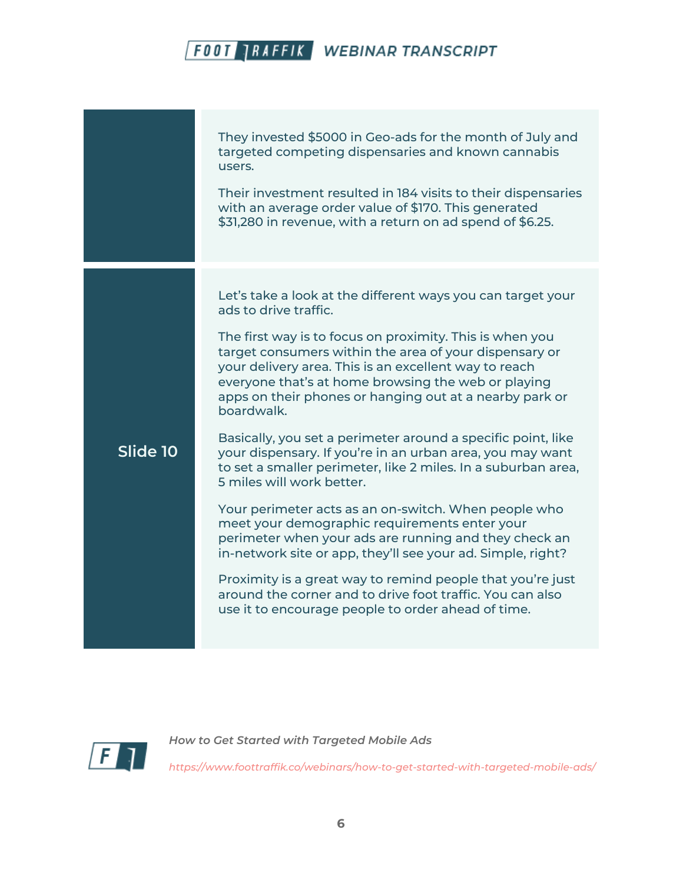| | |
|---|---|
| | They invested $5000 in Geo-ads for the month of July and targeted competing dispensaries and known cannabis users.<br><br>Their investment resulted in 184 visits to their dispensaries with an average order value of $170. This generated $31,280 in revenue, with a return on ad spend of $6.25. |
| **Slide 10** | Let's take a look at the different ways you can target your ads to drive traffic.<br><br>The first way is to focus on proximity. This is when you target consumers within the area of your dispensary or your delivery area. This is an excellent way to reach everyone that's at home browsing the web or playing apps on their phones or hanging out at a nearby park or boardwalk.<br><br>Basically, you set a perimeter around a specific point, like your dispensary. If you're in an urban area, you may want to set a smaller perimeter, like 2 miles. In a suburban area, 5 miles will work better.<br><br>Your perimeter acts as an on-switch. When people who meet your demographic requirements enter your perimeter when your ads are running and they check an in-network site or app, they'll see your ad. Simple, right?<br><br>Proximity is a great way to remind people that you're just around the corner and to drive foot traffic. You can also use it to encourage people to order ahead of time. |

*How to Get Started with Targeted Mobile Ads*

*https://www.foottraffik.co/webinars/how-to-get-started-with-targeted-mobile-ads/*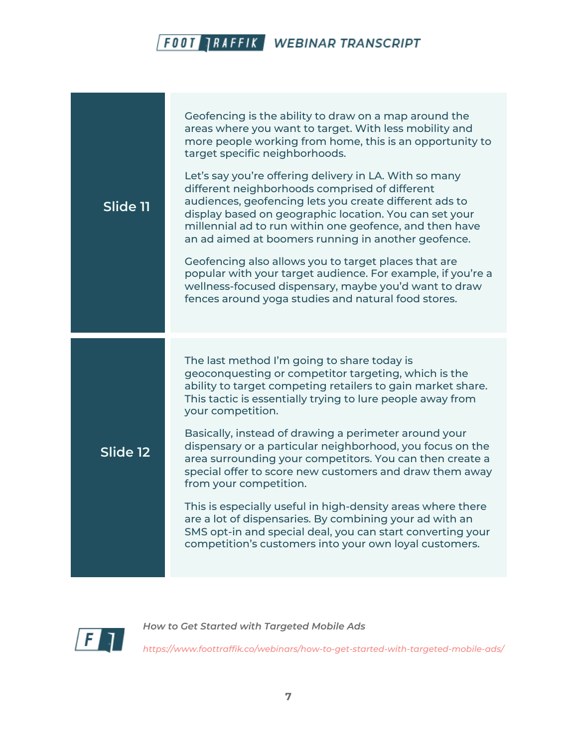## Slide 11

Geofencing is the ability to draw on a map around the areas where you want to target. With less mobility and more people working from home, this is an opportunity to target specific neighborhoods.

Let's say you're offering delivery in LA. With so many different neighborhoods comprised of different audiences, geofencing lets you create different ads to display based on geographic location. You can set your millennial ad to run within one geofence, and then have an ad aimed at boomers running in another geofence.

Geofencing also allows you to target places that are popular with your target audience. For example, if you're a wellness-focused dispensary, maybe you'd want to draw fences around yoga studies and natural food stores.

## Slide 12

The last method I'm going to share today is geoconquesting or competitor targeting, which is the ability to target competing retailers to gain market share. This tactic is essentially trying to lure people away from your competition.

Basically, instead of drawing a perimeter around your dispensary or a particular neighborhood, you focus on the area surrounding your competitors. You can then create a special offer to score new customers and draw them away from your competition.

This is especially useful in high-density areas where there are a lot of dispensaries. By combining your ad with an SMS opt-in and special deal, you can start converting your competition's customers into your own loyal customers.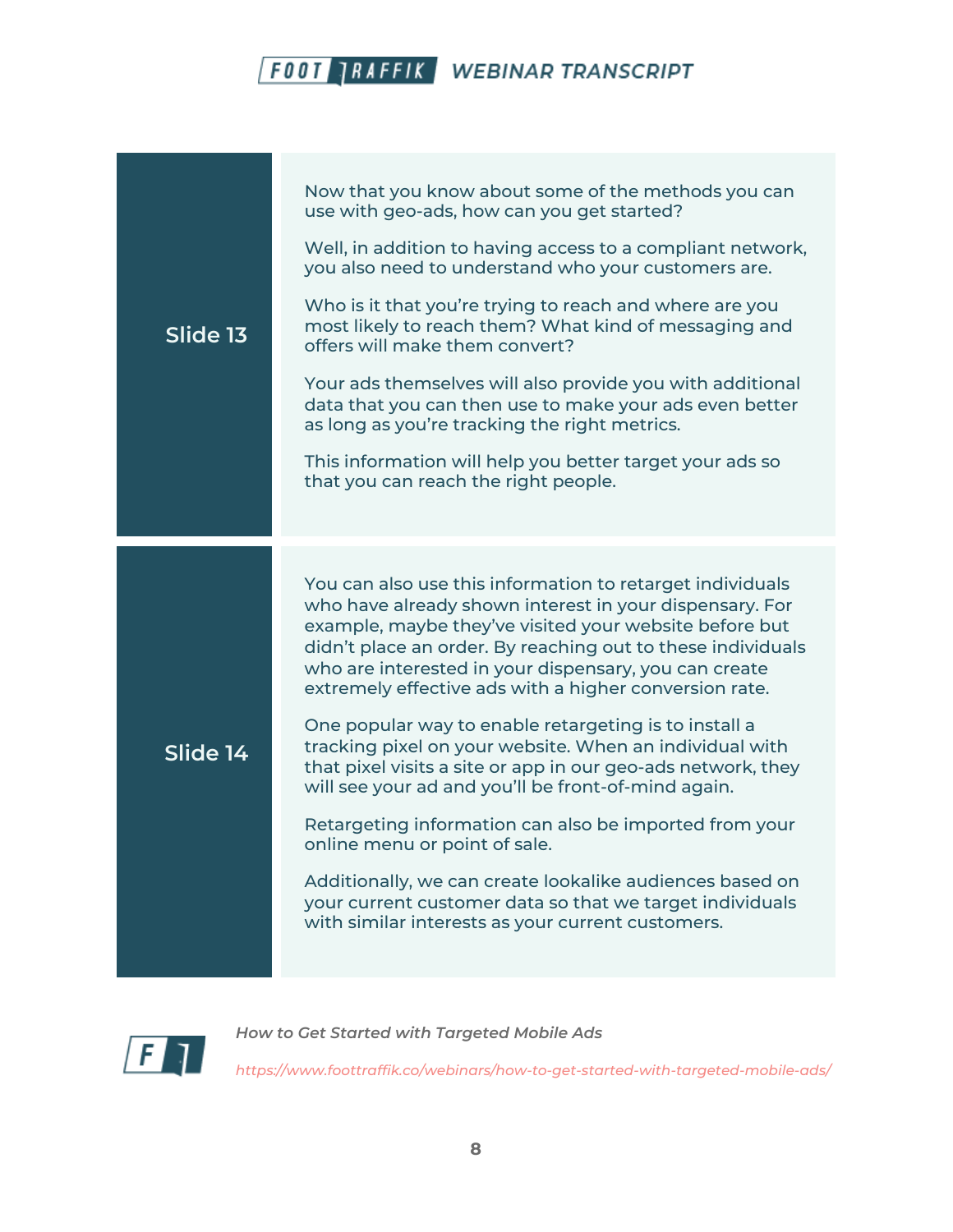| | |
|---|---|
| **Slide 13** | Now that you know about some of the methods you can use with geo-ads, how can you get started?<br><br>Well, in addition to having access to a compliant network, you also need to understand who your customers are.<br><br>Who is it that you're trying to reach and where are you most likely to reach them? What kind of messaging and offers will make them convert?<br><br>Your ads themselves will also provide you with additional data that you can then use to make your ads even better as long as you're tracking the right metrics.<br><br>This information will help you better target your ads so that you can reach the right people. |
| **Slide 14** | You can also use this information to retarget individuals who have already shown interest in your dispensary. For example, maybe they've visited your website before but didn't place an order. By reaching out to these individuals who are interested in your dispensary, you can create extremely effective ads with a higher conversion rate.<br><br>One popular way to enable retargeting is to install a tracking pixel on your website. When an individual with that pixel visits a site or app in our geo-ads network, they will see your ad and you'll be front-of-mind again.<br><br>Retargeting information can also be imported from your online menu or point of sale.<br><br>Additionally, we can create lookalike audiences based on your current customer data so that we target individuals with similar interests as your current customers. |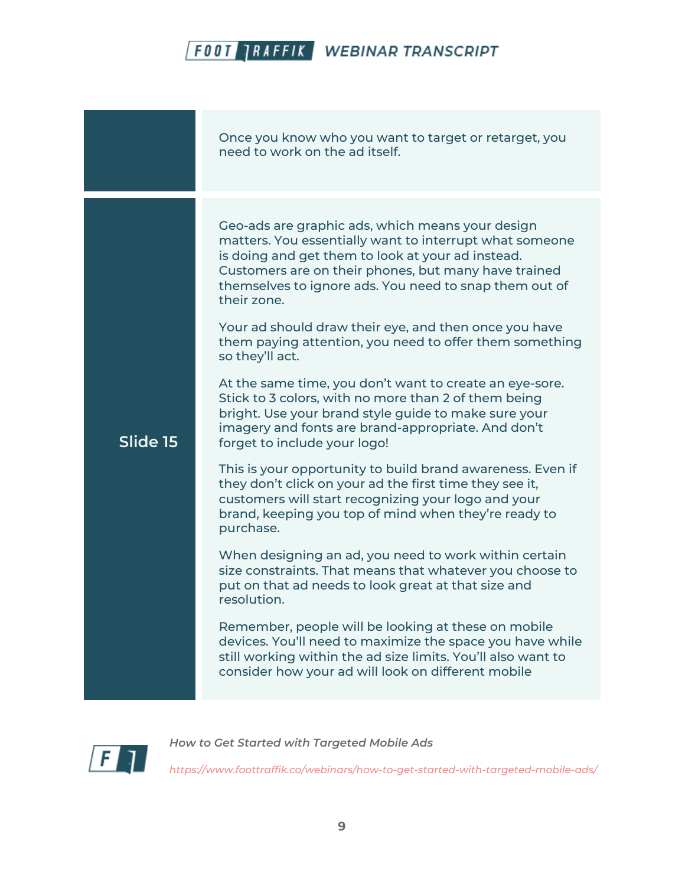| | |
|---|---|
| | Once you know who you want to target or retarget, you need to work on the ad itself. |
| **Slide 15** | Geo-ads are graphic ads, which means your design matters. You essentially want to interrupt what someone is doing and get them to look at your ad instead. Customers are on their phones, but many have trained themselves to ignore ads. You need to snap them out of their zone.<br><br>Your ad should draw their eye, and then once you have them paying attention, you need to offer them something so they'll act.<br><br>At the same time, you don't want to create an eye-sore. Stick to 3 colors, with no more than 2 of them being bright. Use your brand style guide to make sure your imagery and fonts are brand-appropriate. And don't forget to include your logo!<br><br>This is your opportunity to build brand awareness. Even if they don't click on your ad the first time they see it, customers will start recognizing your logo and your brand, keeping you top of mind when they're ready to purchase.<br><br>When designing an ad, you need to work within certain size constraints. That means that whatever you choose to put on that ad needs to look great at that size and resolution.<br><br>Remember, people will be looking at these on mobile devices. You'll need to maximize the space you have while still working within the ad size limits. You'll also want to consider how your ad will look on different mobile |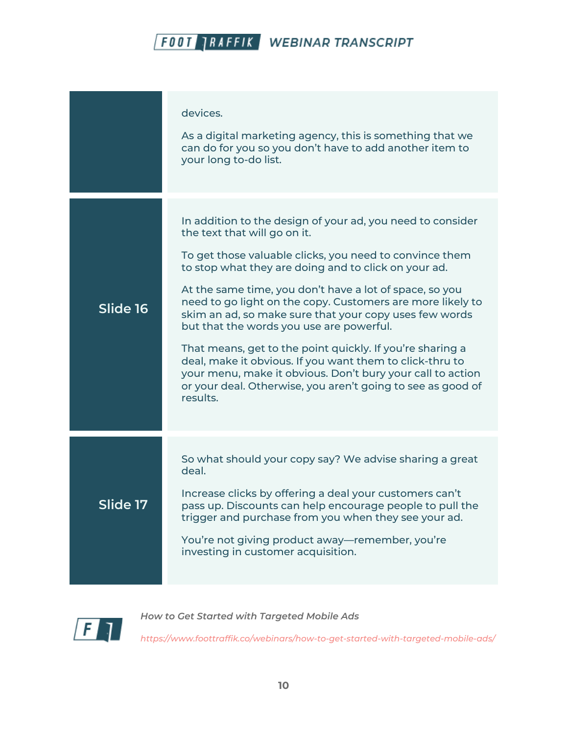devices.

As a digital marketing agency, this is something that we can do for you so you don't have to add another item to your long to-do list.

**Slide 16**

In addition to the design of your ad, you need to consider the text that will go on it.

To get those valuable clicks, you need to convince them to stop what they are doing and to click on your ad.

At the same time, you don't have a lot of space, so you need to go light on the copy. Customers are more likely to skim an ad, so make sure that your copy uses few words but that the words you use are powerful.

That means, get to the point quickly. If you're sharing a deal, make it obvious. If you want them to click-thru to your menu, make it obvious. Don't bury your call to action or your deal. Otherwise, you aren't going to see as good of results.

**Slide 17**

So what should your copy say? We advise sharing a great deal.

Increase clicks by offering a deal your customers can't pass up. Discounts can help encourage people to pull the trigger and purchase from you when they see your ad.

You're not giving product away—remember, you're investing in customer acquisition.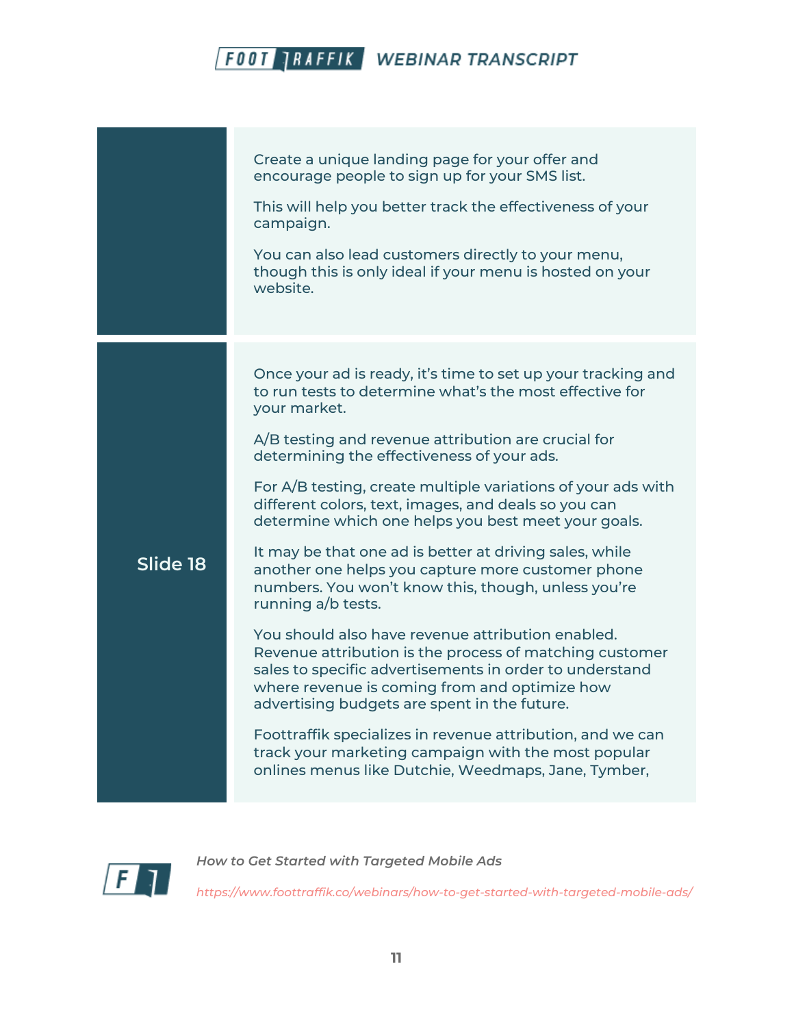| | |
|---|---|
| | Create a unique landing page for your offer and encourage people to sign up for your SMS list.<br><br>This will help you better track the effectiveness of your campaign.<br><br>You can also lead customers directly to your menu, though this is only ideal if your menu is hosted on your website. |
| **Slide 18** | Once your ad is ready, it's time to set up your tracking and to run tests to determine what's the most effective for your market.<br><br>A/B testing and revenue attribution are crucial for determining the effectiveness of your ads.<br><br>For A/B testing, create multiple variations of your ads with different colors, text, images, and deals so you can determine which one helps you best meet your goals.<br><br>It may be that one ad is better at driving sales, while another one helps you capture more customer phone numbers. You won't know this, though, unless you're running a/b tests.<br><br>You should also have revenue attribution enabled. Revenue attribution is the process of matching customer sales to specific advertisements in order to understand where revenue is coming from and optimize how advertising budgets are spent in the future.<br><br>Foottraffik specializes in revenue attribution, and we can track your marketing campaign with the most popular onlines menus like Dutchie, Weedmaps, Jane, Tymber, |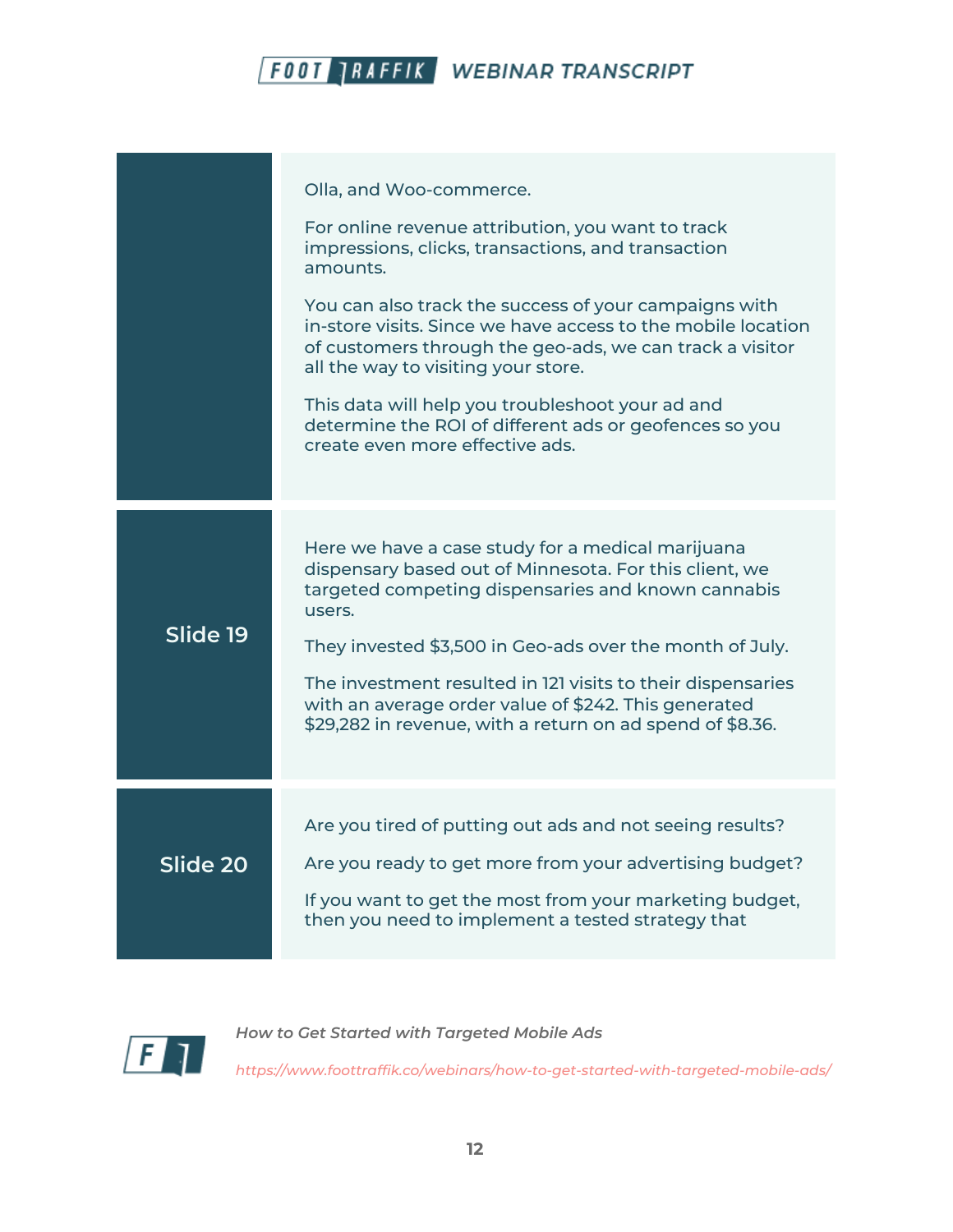| | |
|---|---|
| | Olla, and Woo-commerce.<br><br>For online revenue attribution, you want to track impressions, clicks, transactions, and transaction amounts.<br><br>You can also track the success of your campaigns with in-store visits. Since we have access to the mobile location of customers through the geo-ads, we can track a visitor all the way to visiting your store.<br><br>This data will help you troubleshoot your ad and determine the ROI of different ads or geofences so you create even more effective ads. |
| **Slide 19** | Here we have a case study for a medical marijuana dispensary based out of Minnesota. For this client, we targeted competing dispensaries and known cannabis users.<br><br>They invested $3,500 in Geo-ads over the month of July.<br><br>The investment resulted in 121 visits to their dispensaries with an average order value of $242. This generated $29,282 in revenue, with a return on ad spend of $8.36. |
| **Slide 20** | Are you tired of putting out ads and not seeing results?<br><br>Are you ready to get more from your advertising budget?<br><br>If you want to get the most from your marketing budget, then you need to implement a tested strategy that |

*How to Get Started with Targeted Mobile Ads*

*https://www.foottraffik.co/webinars/how-to-get-started-with-targeted-mobile-ads/*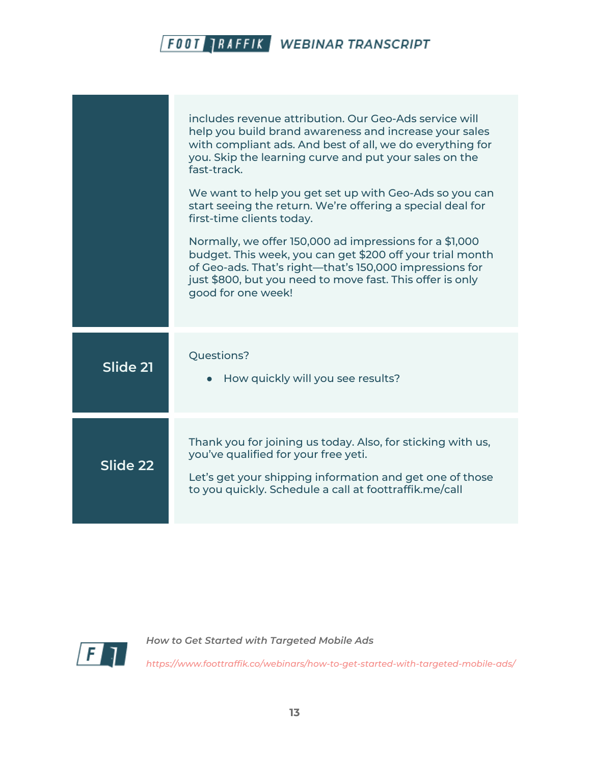| | |
|---|---|
| | includes revenue attribution. Our Geo-Ads service will help you build brand awareness and increase your sales with compliant ads. And best of all, we do everything for you. Skip the learning curve and put your sales on the fast-track.<br><br>We want to help you get set up with Geo-Ads so you can start seeing the return. We're offering a special deal for first-time clients today.<br><br>Normally, we offer 150,000 ad impressions for a $1,000 budget. This week, you can get $200 off your trial month of Geo-ads. That's right—that's 150,000 impressions for just $800, but you need to move fast. This offer is only good for one week! |
| Slide 21 | Questions?<br><br>● How quickly will you see results? |
| Slide 22 | Thank you for joining us today. Also, for sticking with us, you've qualified for your free yeti.<br><br>Let's get your shipping information and get one of those to you quickly. Schedule a call at foottraffik.me/call |